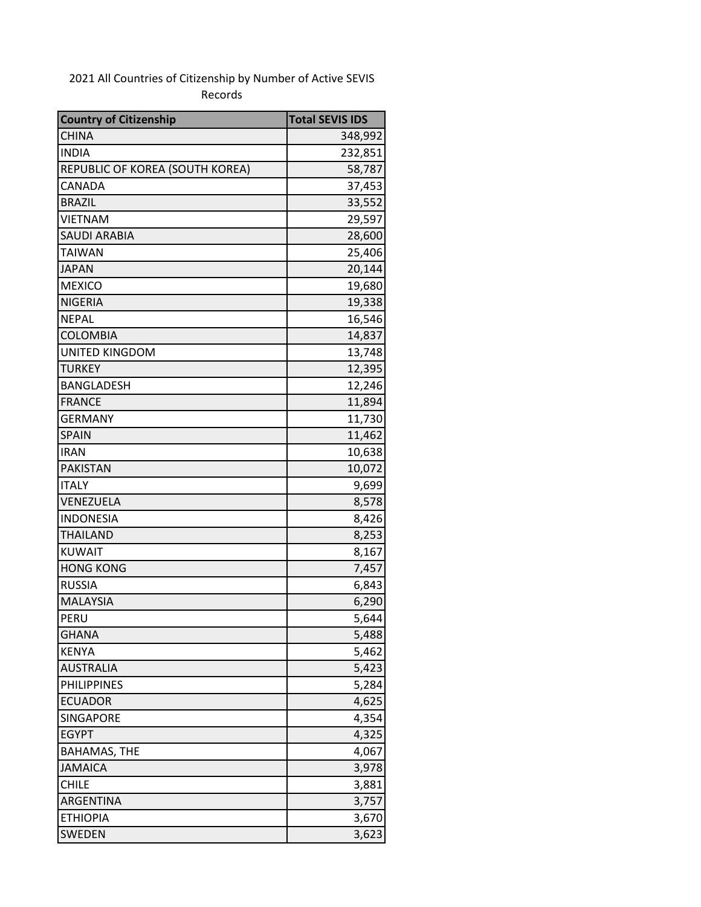# 2021 All Countries of Citizenship by Number of Active SEVIS Records

| Country of Citizenship | Total SEVIS IDS |
| --- | --- |
| CHINA | 348,992 |
| INDIA | 232,851 |
| REPUBLIC OF KOREA (SOUTH KOREA) | 58,787 |
| CANADA | 37,453 |
| BRAZIL | 33,552 |
| VIETNAM | 29,597 |
| SAUDI ARABIA | 28,600 |
| TAIWAN | 25,406 |
| JAPAN | 20,144 |
| MEXICO | 19,680 |
| NIGERIA | 19,338 |
| NEPAL | 16,546 |
| COLOMBIA | 14,837 |
| UNITED KINGDOM | 13,748 |
| TURKEY | 12,395 |
| BANGLADESH | 12,246 |
| FRANCE | 11,894 |
| GERMANY | 11,730 |
| SPAIN | 11,462 |
| IRAN | 10,638 |
| PAKISTAN | 10,072 |
| ITALY | 9,699 |
| VENEZUELA | 8,578 |
| INDONESIA | 8,426 |
| THAILAND | 8,253 |
| KUWAIT | 8,167 |
| HONG KONG | 7,457 |
| RUSSIA | 6,843 |
| MALAYSIA | 6,290 |
| PERU | 5,644 |
| GHANA | 5,488 |
| KENYA | 5,462 |
| AUSTRALIA | 5,423 |
| PHILIPPINES | 5,284 |
| ECUADOR | 4,625 |
| SINGAPORE | 4,354 |
| EGYPT | 4,325 |
| BAHAMAS, THE | 4,067 |
| JAMAICA | 3,978 |
| CHILE | 3,881 |
| ARGENTINA | 3,757 |
| ETHIOPIA | 3,670 |
| SWEDEN | 3,623 |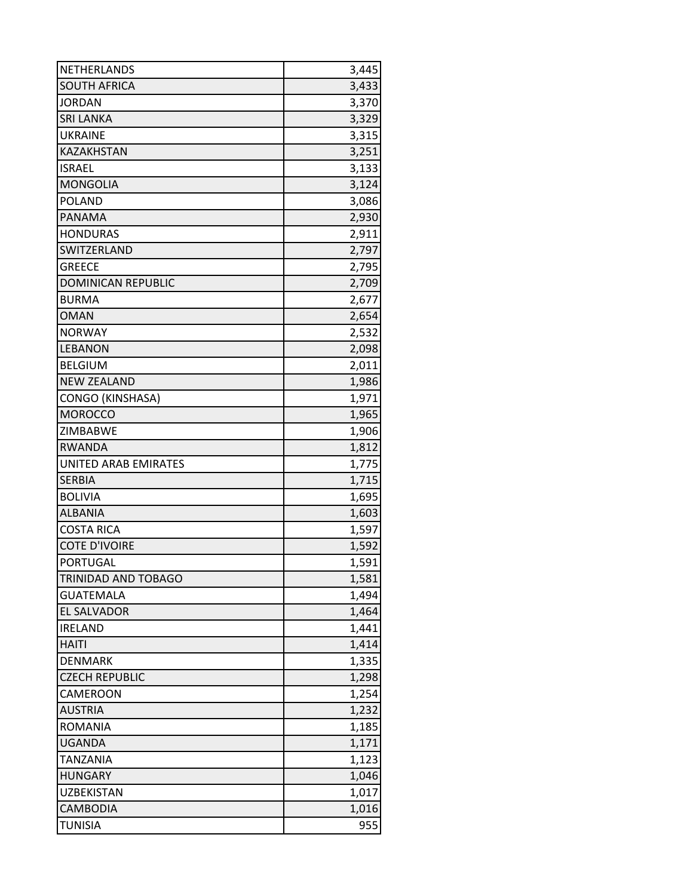| | |
|---|---|
| NETHERLANDS | 3,445 |
| SOUTH AFRICA | 3,433 |
| JORDAN | 3,370 |
| SRI LANKA | 3,329 |
| UKRAINE | 3,315 |
| KAZAKHSTAN | 3,251 |
| ISRAEL | 3,133 |
| MONGOLIA | 3,124 |
| POLAND | 3,086 |
| PANAMA | 2,930 |
| HONDURAS | 2,911 |
| SWITZERLAND | 2,797 |
| GREECE | 2,795 |
| DOMINICAN REPUBLIC | 2,709 |
| BURMA | 2,677 |
| OMAN | 2,654 |
| NORWAY | 2,532 |
| LEBANON | 2,098 |
| BELGIUM | 2,011 |
| NEW ZEALAND | 1,986 |
| CONGO (KINSHASA) | 1,971 |
| MOROCCO | 1,965 |
| ZIMBABWE | 1,906 |
| RWANDA | 1,812 |
| UNITED ARAB EMIRATES | 1,775 |
| SERBIA | 1,715 |
| BOLIVIA | 1,695 |
| ALBANIA | 1,603 |
| COSTA RICA | 1,597 |
| COTE D'IVOIRE | 1,592 |
| PORTUGAL | 1,591 |
| TRINIDAD AND TOBAGO | 1,581 |
| GUATEMALA | 1,494 |
| EL SALVADOR | 1,464 |
| IRELAND | 1,441 |
| HAITI | 1,414 |
| DENMARK | 1,335 |
| CZECH REPUBLIC | 1,298 |
| CAMEROON | 1,254 |
| AUSTRIA | 1,232 |
| ROMANIA | 1,185 |
| UGANDA | 1,171 |
| TANZANIA | 1,123 |
| HUNGARY | 1,046 |
| UZBEKISTAN | 1,017 |
| CAMBODIA | 1,016 |
| TUNISIA | 955 |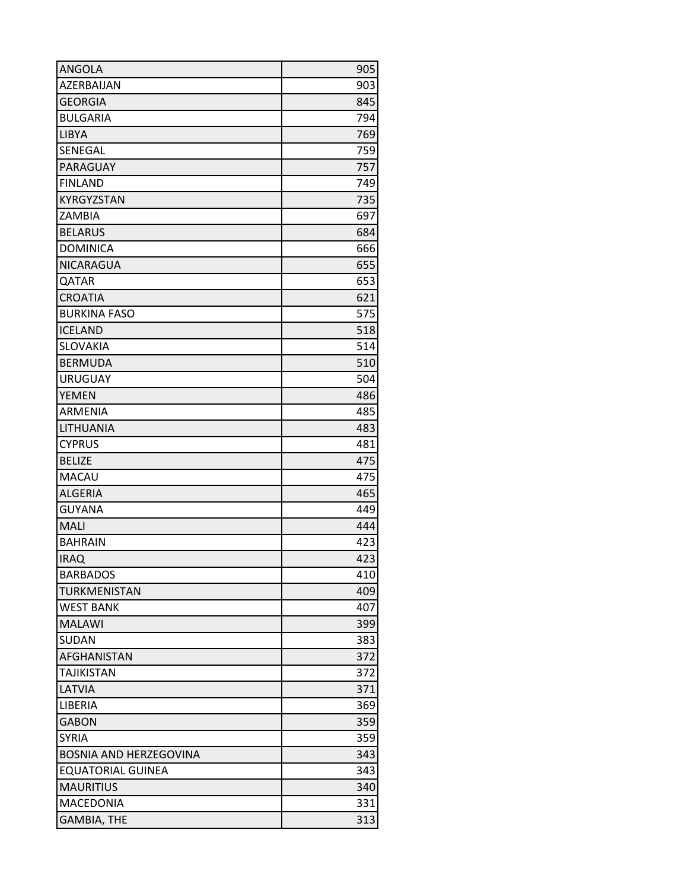| | |
|---|---|
| ANGOLA | 905 |
| AZERBAIJAN | 903 |
| GEORGIA | 845 |
| BULGARIA | 794 |
| LIBYA | 769 |
| SENEGAL | 759 |
| PARAGUAY | 757 |
| FINLAND | 749 |
| KYRGYZSTAN | 735 |
| ZAMBIA | 697 |
| BELARUS | 684 |
| DOMINICA | 666 |
| NICARAGUA | 655 |
| QATAR | 653 |
| CROATIA | 621 |
| BURKINA FASO | 575 |
| ICELAND | 518 |
| SLOVAKIA | 514 |
| BERMUDA | 510 |
| URUGUAY | 504 |
| YEMEN | 486 |
| ARMENIA | 485 |
| LITHUANIA | 483 |
| CYPRUS | 481 |
| BELIZE | 475 |
| MACAU | 475 |
| ALGERIA | 465 |
| GUYANA | 449 |
| MALI | 444 |
| BAHRAIN | 423 |
| IRAQ | 423 |
| BARBADOS | 410 |
| TURKMENISTAN | 409 |
| WEST BANK | 407 |
| MALAWI | 399 |
| SUDAN | 383 |
| AFGHANISTAN | 372 |
| TAJIKISTAN | 372 |
| LATVIA | 371 |
| LIBERIA | 369 |
| GABON | 359 |
| SYRIA | 359 |
| BOSNIA AND HERZEGOVINA | 343 |
| EQUATORIAL GUINEA | 343 |
| MAURITIUS | 340 |
| MACEDONIA | 331 |
| GAMBIA, THE | 313 |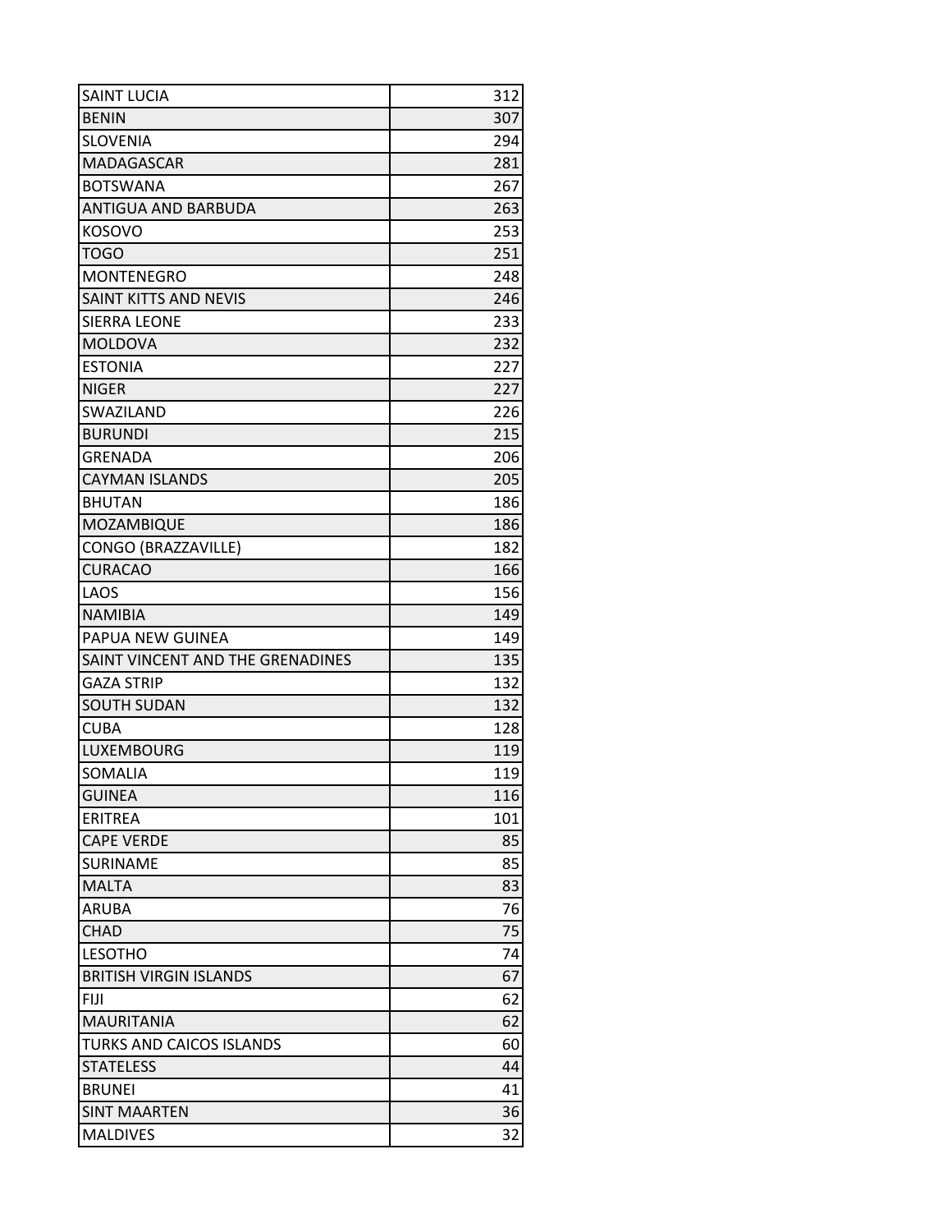| | |
|---|---|
| SAINT LUCIA | 312 |
| BENIN | 307 |
| SLOVENIA | 294 |
| MADAGASCAR | 281 |
| BOTSWANA | 267 |
| ANTIGUA AND BARBUDA | 263 |
| KOSOVO | 253 |
| TOGO | 251 |
| MONTENEGRO | 248 |
| SAINT KITTS AND NEVIS | 246 |
| SIERRA LEONE | 233 |
| MOLDOVA | 232 |
| ESTONIA | 227 |
| NIGER | 227 |
| SWAZILAND | 226 |
| BURUNDI | 215 |
| GRENADA | 206 |
| CAYMAN ISLANDS | 205 |
| BHUTAN | 186 |
| MOZAMBIQUE | 186 |
| CONGO (BRAZZAVILLE) | 182 |
| CURACAO | 166 |
| LAOS | 156 |
| NAMIBIA | 149 |
| PAPUA NEW GUINEA | 149 |
| SAINT VINCENT AND THE GRENADINES | 135 |
| GAZA STRIP | 132 |
| SOUTH SUDAN | 132 |
| CUBA | 128 |
| LUXEMBOURG | 119 |
| SOMALIA | 119 |
| GUINEA | 116 |
| ERITREA | 101 |
| CAPE VERDE | 85 |
| SURINAME | 85 |
| MALTA | 83 |
| ARUBA | 76 |
| CHAD | 75 |
| LESOTHO | 74 |
| BRITISH VIRGIN ISLANDS | 67 |
| FIJI | 62 |
| MAURITANIA | 62 |
| TURKS AND CAICOS ISLANDS | 60 |
| STATELESS | 44 |
| BRUNEI | 41 |
| SINT MAARTEN | 36 |
| MALDIVES | 32 |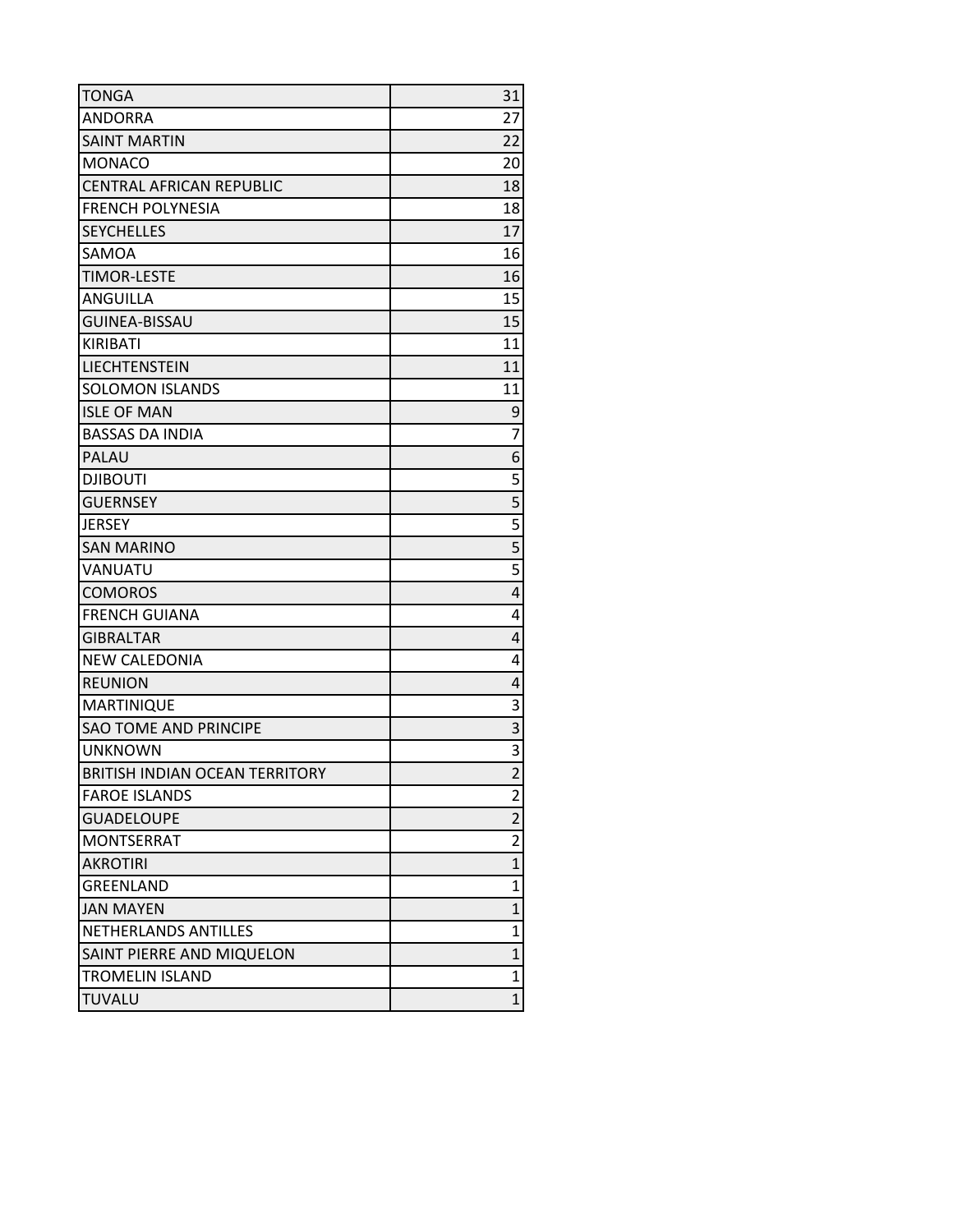| | |
|---|---|
| TONGA | 31 |
| ANDORRA | 27 |
| SAINT MARTIN | 22 |
| MONACO | 20 |
| CENTRAL AFRICAN REPUBLIC | 18 |
| FRENCH POLYNESIA | 18 |
| SEYCHELLES | 17 |
| SAMOA | 16 |
| TIMOR-LESTE | 16 |
| ANGUILLA | 15 |
| GUINEA-BISSAU | 15 |
| KIRIBATI | 11 |
| LIECHTENSTEIN | 11 |
| SOLOMON ISLANDS | 11 |
| ISLE OF MAN | 9 |
| BASSAS DA INDIA | 7 |
| PALAU | 6 |
| DJIBOUTI | 5 |
| GUERNSEY | 5 |
| JERSEY | 5 |
| SAN MARINO | 5 |
| VANUATU | 5 |
| COMOROS | 4 |
| FRENCH GUIANA | 4 |
| GIBRALTAR | 4 |
| NEW CALEDONIA | 4 |
| REUNION | 4 |
| MARTINIQUE | 3 |
| SAO TOME AND PRINCIPE | 3 |
| UNKNOWN | 3 |
| BRITISH INDIAN OCEAN TERRITORY | 2 |
| FAROE ISLANDS | 2 |
| GUADELOUPE | 2 |
| MONTSERRAT | 2 |
| AKROTIRI | 1 |
| GREENLAND | 1 |
| JAN MAYEN | 1 |
| NETHERLANDS ANTILLES | 1 |
| SAINT PIERRE AND MIQUELON | 1 |
| TROMELIN ISLAND | 1 |
| TUVALU | 1 |